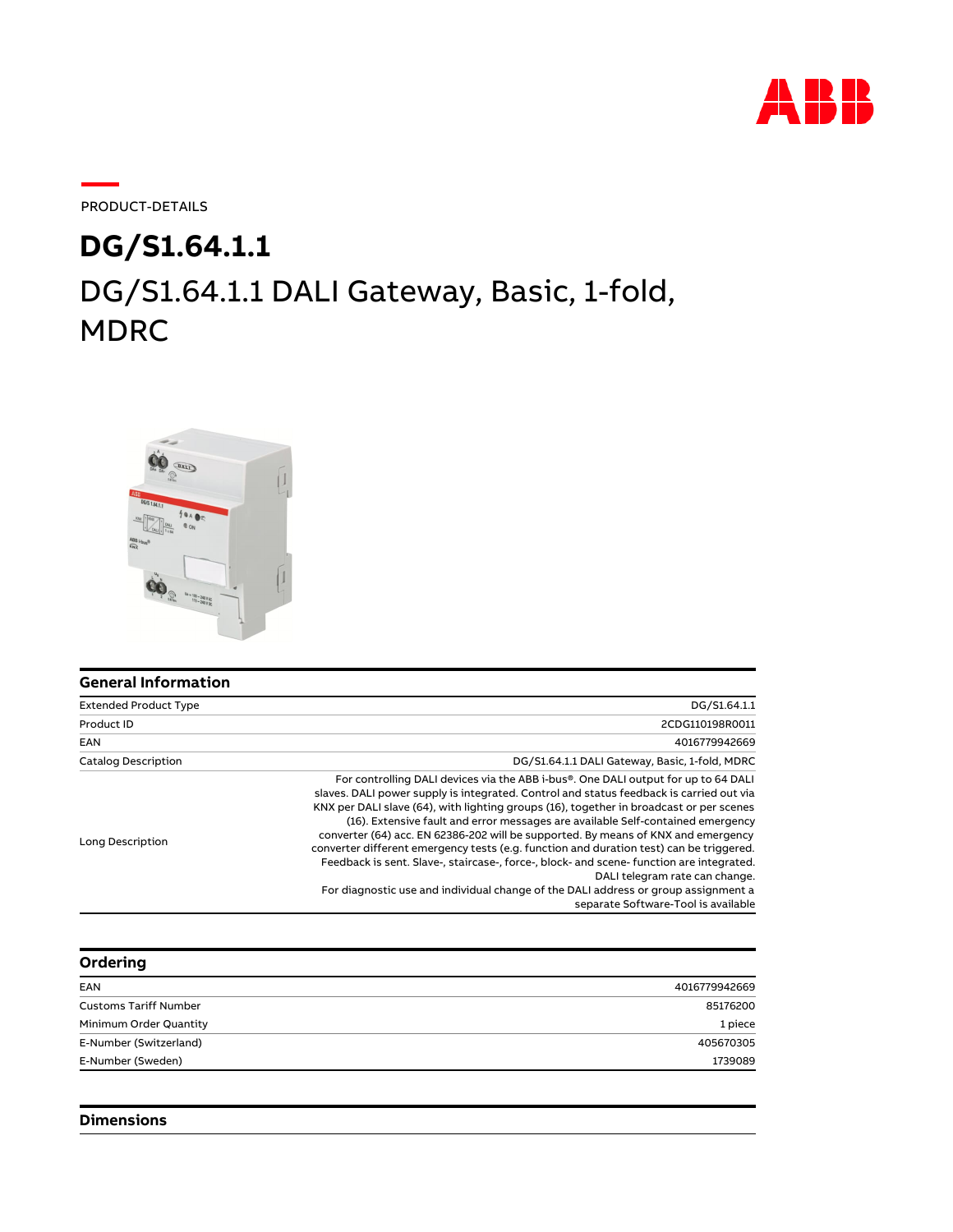PRODUCT-DETAILS

# DG/S1.64.1.1

## DG/S1.64.1.1 DALI Gateway, Basic, 1-fold, MDRC

### General Information

| | |
|---|---|
| Extended Product Type | DG/S1.64.1.1 |
| Product ID | 2CDG110198R0011 |
| EAN | 4016779942669 |
| Catalog Description | DG/S1.64.1.1 DALI Gateway, Basic, 1-fold, MDRC |
| Long Description | For controlling DALI devices via the ABB i-bus®. One DALI output for up to 64 DALI slaves. DALI power supply is integrated. Control and status feedback is carried out via KNX per DALI slave (64), with lighting groups (16), together in broadcast or per scenes (16). Extensive fault and error messages are available Self-contained emergency converter (64) acc. EN 62386-202 will be supported. By means of KNX and emergency converter different emergency tests (e.g. function and duration test) can be triggered. Feedback is sent. Slave-, staircase-, force-, block- and scene- function are integrated. DALI telegram rate can change. For diagnostic use and individual change of the DALI address or group assignment a separate Software-Tool is available |

### Ordering

| | |
|---|---|
| EAN | 4016779942669 |
| Customs Tariff Number | 85176200 |
| Minimum Order Quantity | 1 piece |
| E-Number (Switzerland) | 405670305 |
| E-Number (Sweden) | 1739089 |

### Dimensions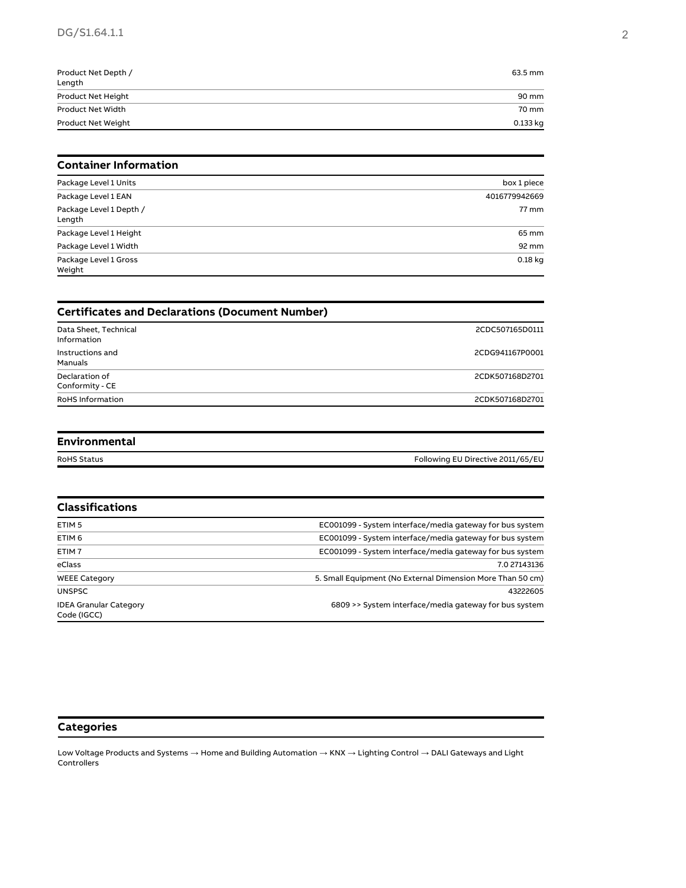| | |
|---|---|
| Product Net Depth / Length | 63.5 mm |
| Product Net Height | 90 mm |
| Product Net Width | 70 mm |
| Product Net Weight | 0.133 kg |

## Container Information

| | |
|---|---|
| Package Level 1 Units | box 1 piece |
| Package Level 1 EAN | 4016779942669 |
| Package Level 1 Depth / Length | 77 mm |
| Package Level 1 Height | 65 mm |
| Package Level 1 Width | 92 mm |
| Package Level 1 Gross Weight | 0.18 kg |

## Certificates and Declarations (Document Number)

| | |
|---|---|
| Data Sheet, Technical Information | 2CDC507165D0111 |
| Instructions and Manuals | 2CDG941167P0001 |
| Declaration of Conformity - CE | 2CDK507168D2701 |
| RoHS Information | 2CDK507168D2701 |

## Environmental

| | |
|---|---|
| RoHS Status | Following EU Directive 2011/65/EU |

## Classifications

| | |
|---|---|
| ETIM 5 | EC001099 - System interface/media gateway for bus system |
| ETIM 6 | EC001099 - System interface/media gateway for bus system |
| ETIM 7 | EC001099 - System interface/media gateway for bus system |
| eClass | 7.0 27143136 |
| WEEE Category | 5. Small Equipment (No External Dimension More Than 50 cm) |
| UNSPSC | 43222605 |
| IDEA Granular Category Code (IGCC) | 6809 >> System interface/media gateway for bus system |

## Categories

Low Voltage Products and Systems → Home and Building Automation → KNX → Lighting Control → DALI Gateways and Light Controllers